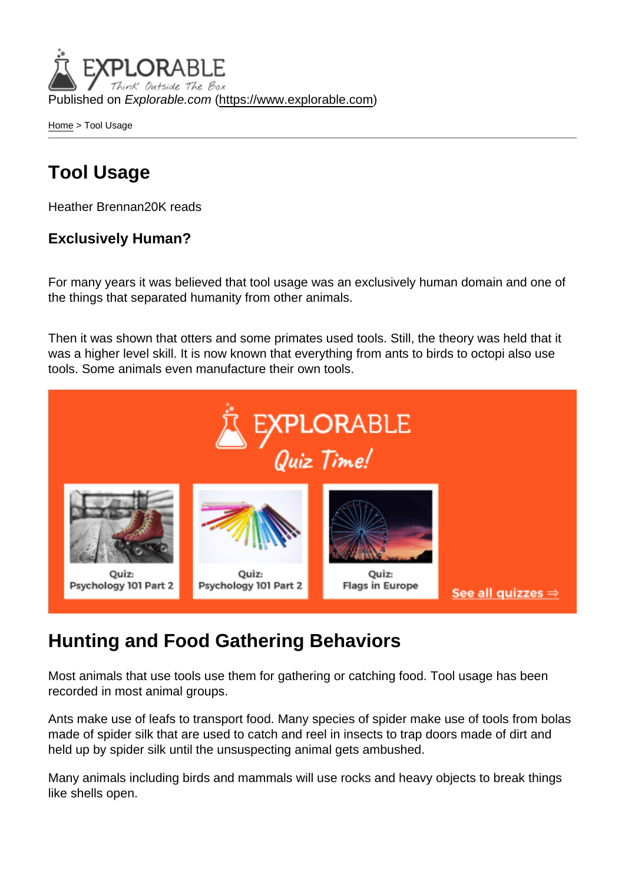Published on *Explorable.com* (https://www.explorable.com)

Home > Tool Usage

# Tool Usage

Heather Brennan20K reads

### Exclusively Human?

For many years it was believed that tool usage was an exclusively human domain and one of the things that separated humanity from other animals.

Then it was shown that otters and some primates used tools. Still, the theory was held that it was a higher level skill. It is now known that everything from ants to birds to octopi also use tools. Some animals even manufacture their own tools.

## Hunting and Food Gathering Behaviors

Most animals that use tools use them for gathering or catching food. Tool usage has been recorded in most animal groups.

Ants make use of leafs to transport food. Many species of spider make use of tools from bolas made of spider silk that are used to catch and reel in insects to trap doors made of dirt and held up by spider silk until the unsuspecting animal gets ambushed.

Many animals including birds and mammals will use rocks and heavy objects to break things like shells open.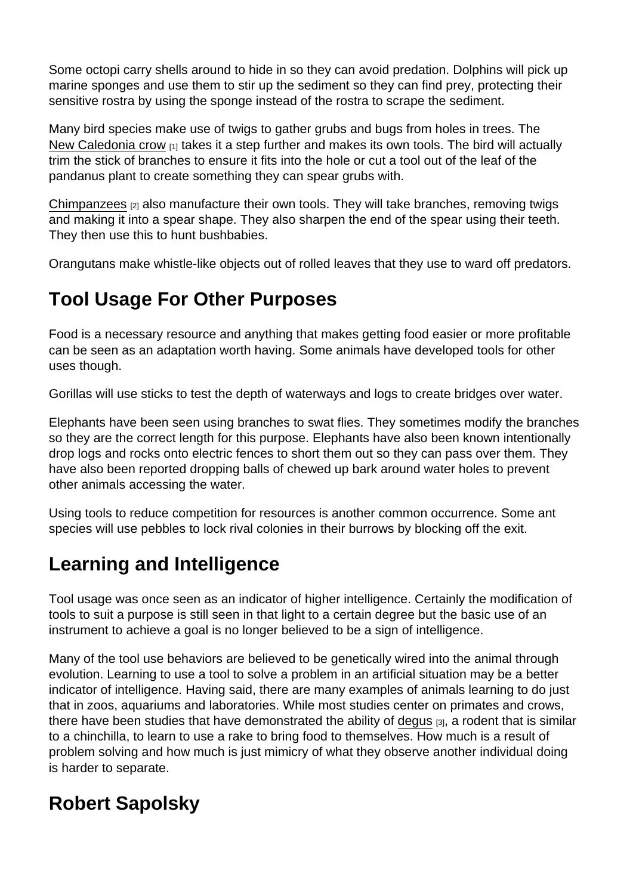Some octopi carry shells around to hide in so they can avoid predation. Dolphins will pick up marine sponges and use them to stir up the sediment so they can find prey, protecting their sensitive rostra by using the sponge instead of the rostra to scrape the sediment.

Many bird species make use of twigs to gather grubs and bugs from holes in trees. The New Caledonia crow [1] takes it a step further and makes its own tools. The bird will actually trim the stick of branches to ensure it fits into the hole or cut a tool out of the leaf of the pandanus plant to create something they can spear grubs with.

Chimpanzees [2] also manufacture their own tools. They will take branches, removing twigs and making it into a spear shape. They also sharpen the end of the spear using their teeth. They then use this to hunt bushbabies.

Orangutans make whistle-like objects out of rolled leaves that they use to ward off predators.

## Tool Usage For Other Purposes

Food is a necessary resource and anything that makes getting food easier or more profitable can be seen as an adaptation worth having. Some animals have developed tools for other uses though.

Gorillas will use sticks to test the depth of waterways and logs to create bridges over water.

Elephants have been seen using branches to swat flies. They sometimes modify the branches so they are the correct length for this purpose. Elephants have also been known intentionally drop logs and rocks onto electric fences to short them out so they can pass over them. They have also been reported dropping balls of chewed up bark around water holes to prevent other animals accessing the water.

Using tools to reduce competition for resources is another common occurrence. Some ant species will use pebbles to lock rival colonies in their burrows by blocking off the exit.

## Learning and Intelligence

Tool usage was once seen as an indicator of higher intelligence. Certainly the modification of tools to suit a purpose is still seen in that light to a certain degree but the basic use of an instrument to achieve a goal is no longer believed to be a sign of intelligence.

Many of the tool use behaviors are believed to be genetically wired into the animal through evolution. Learning to use a tool to solve a problem in an artificial situation may be a better indicator of intelligence. Having said, there are many examples of animals learning to do just that in zoos, aquariums and laboratories. While most studies center on primates and crows, there have been studies that have demonstrated the ability of degus [3], a rodent that is similar to a chinchilla, to learn to use a rake to bring food to themselves. How much is a result of problem solving and how much is just mimicry of what they observe another individual doing is harder to separate.

## Robert Sapolsky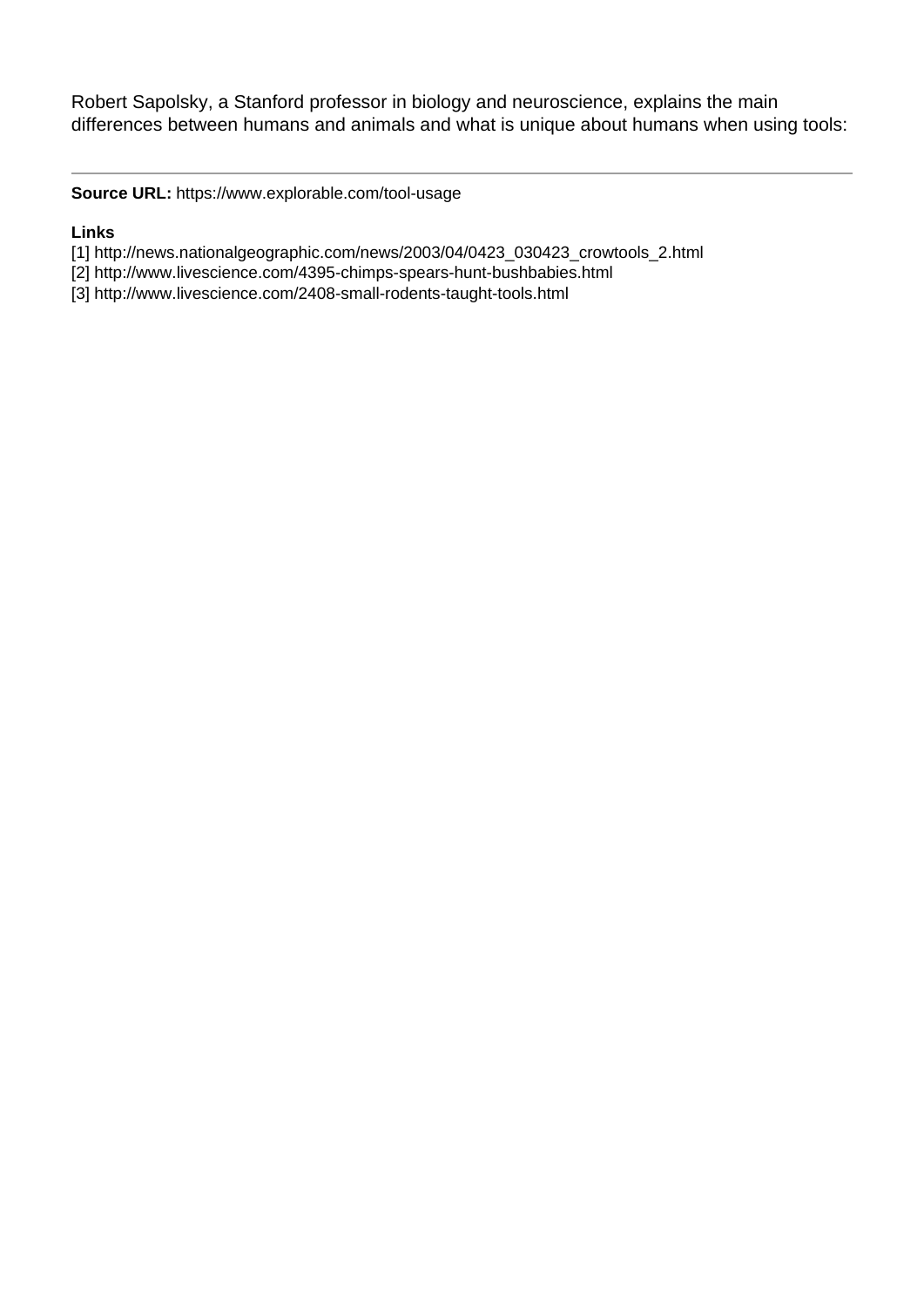Robert Sapolsky, a Stanford professor in biology and neuroscience, explains the main differences between humans and animals and what is unique about humans when using tools:

---

**Source URL:** https://www.explorable.com/tool-usage

**Links**

[1] http://news.nationalgeographic.com/news/2003/04/0423_030423_crowtools_2.html
[2] http://www.livescience.com/4395-chimps-spears-hunt-bushbabies.html
[3] http://www.livescience.com/2408-small-rodents-taught-tools.html